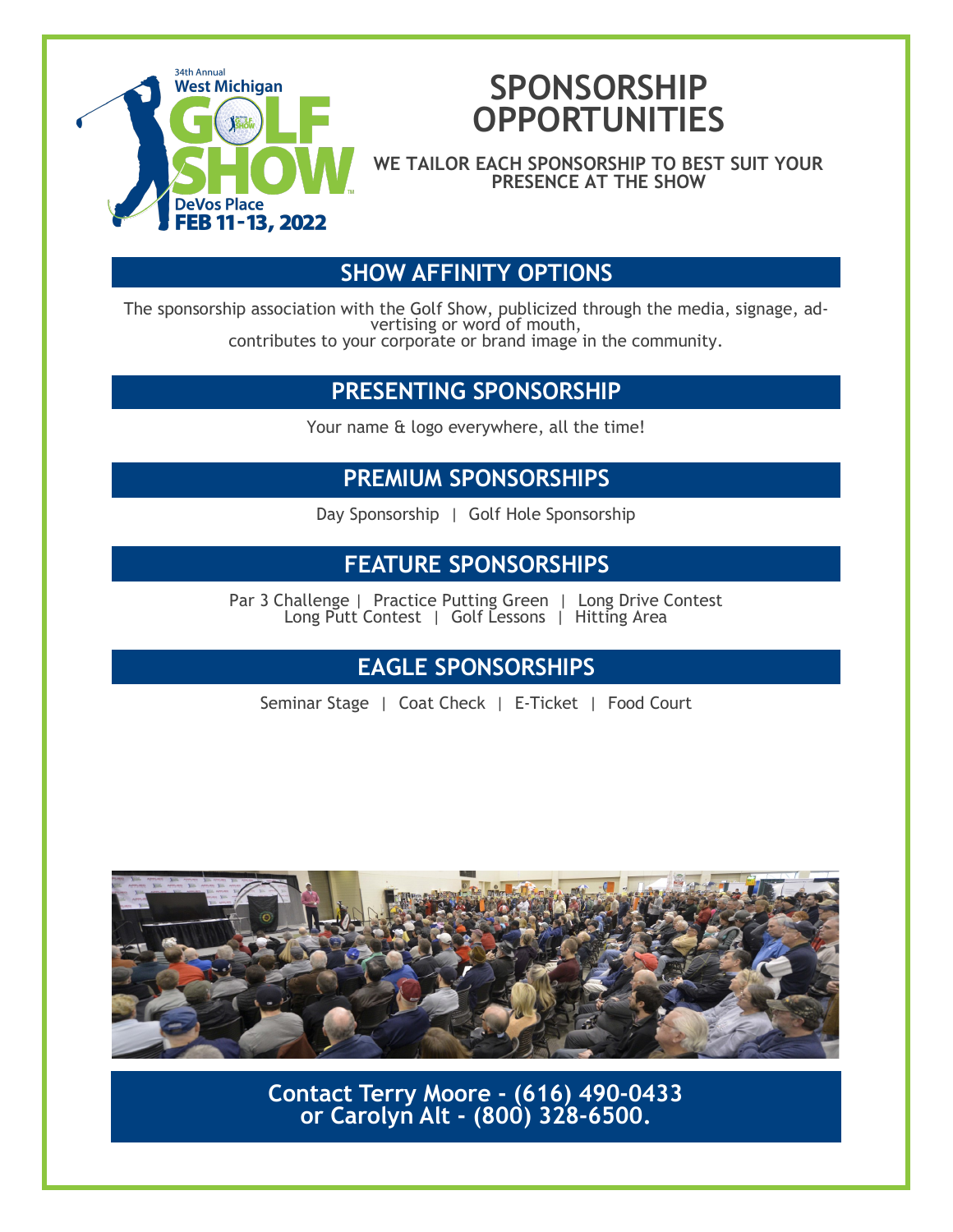34th Annual
West Michigan
GOLF SHOW
DeVos Place
FEB 11-13, 2022

# SPONSORSHIP OPPORTUNITIES

**WE TAILOR EACH SPONSORSHIP TO BEST SUIT YOUR PRESENCE AT THE SHOW**

## SHOW AFFINITY OPTIONS

The sponsorship association with the Golf Show, publicized through the media, signage, advertising or word of mouth, contributes to your corporate or brand image in the community.

## PRESENTING SPONSORSHIP

Your name & logo everywhere, all the time!

## PREMIUM SPONSORSHIPS

Day Sponsorship | Golf Hole Sponsorship

## FEATURE SPONSORSHIPS

Par 3 Challenge | Practice Putting Green | Long Drive Contest
Long Putt Contest | Golf Lessons | Hitting Area

## EAGLE SPONSORSHIPS

Seminar Stage | Coat Check | E-Ticket | Food Court

**Contact Terry Moore - (616) 490-0433 or Carolyn Alt - (800) 328-6500.**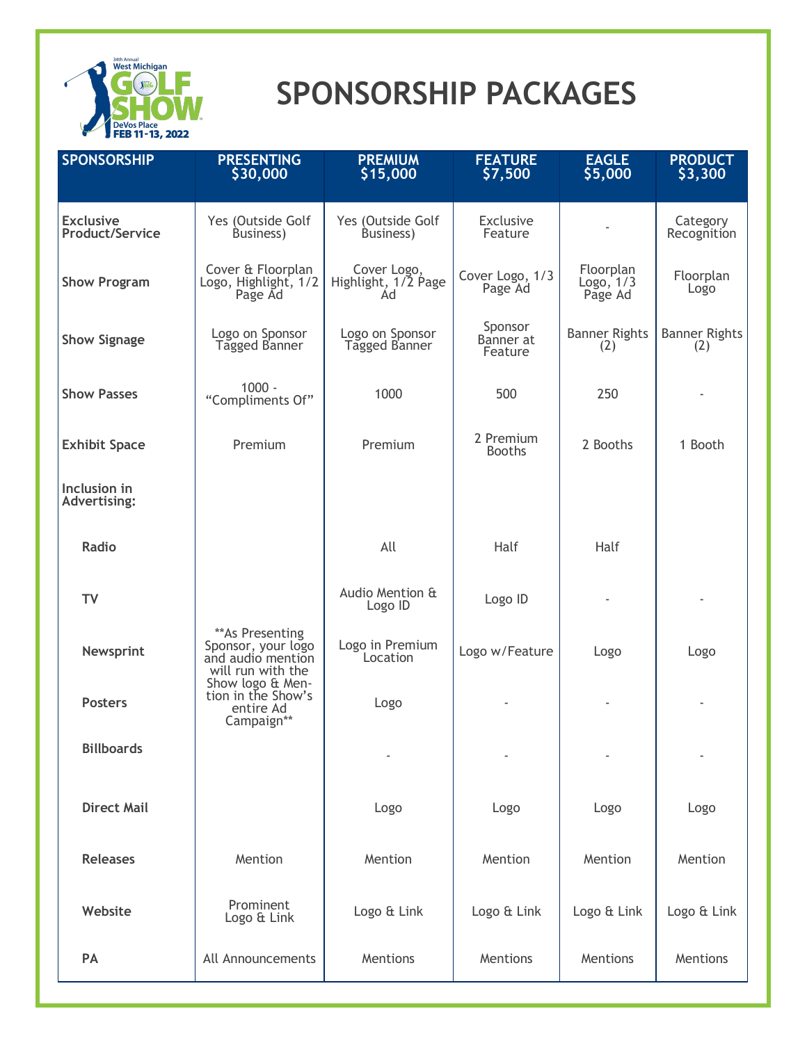34th Annual West Michigan GOLF SHOW DeVos Place FEB 11-13, 2022

# SPONSORSHIP PACKAGES

| SPONSORSHIP | PRESENTING $30,000 | PREMIUM $15,000 | FEATURE $7,500 | EAGLE $5,000 | PRODUCT $3,300 |
|---|---|---|---|---|---|
| **Exclusive Product/Service** | Yes (Outside Golf Business) | Yes (Outside Golf Business) | Exclusive Feature | - | Category Recognition |
| **Show Program** | Cover & Floorplan Logo, Highlight, 1/2 Page Ad | Cover Logo, Highlight, 1/2 Page Ad | Cover Logo, 1/3 Page Ad | Floorplan Logo, 1/3 Page Ad | Floorplan Logo |
| **Show Signage** | Logo on Sponsor Tagged Banner | Logo on Sponsor Tagged Banner | Sponsor Banner at Feature | Banner Rights (2) | Banner Rights (2) |
| **Show Passes** | 1000 - "Compliments Of" | 1000 | 500 | 250 | - |
| **Exhibit Space** | Premium | Premium | 2 Premium Booths | 2 Booths | 1 Booth |
| **Inclusion in Advertising:** | | | | | |
| **Radio** | **As Presenting Sponsor, your logo and audio mention will run with the Show logo & Mention in the Show's entire Ad Campaign** | All | Half | Half | |
| **TV** | | Audio Mention & Logo ID | Logo ID | - | - |
| **Newsprint** | | Logo in Premium Location | Logo w/Feature | Logo | Logo |
| **Posters** | | Logo | - | - | - |
| **Billboards** | | - | - | - | - |
| **Direct Mail** | | Logo | Logo | Logo | Logo |
| **Releases** | Mention | Mention | Mention | Mention | Mention |
| **Website** | Prominent Logo & Link | Logo & Link | Logo & Link | Logo & Link | Logo & Link |
| **PA** | All Announcements | Mentions | Mentions | Mentions | Mentions |